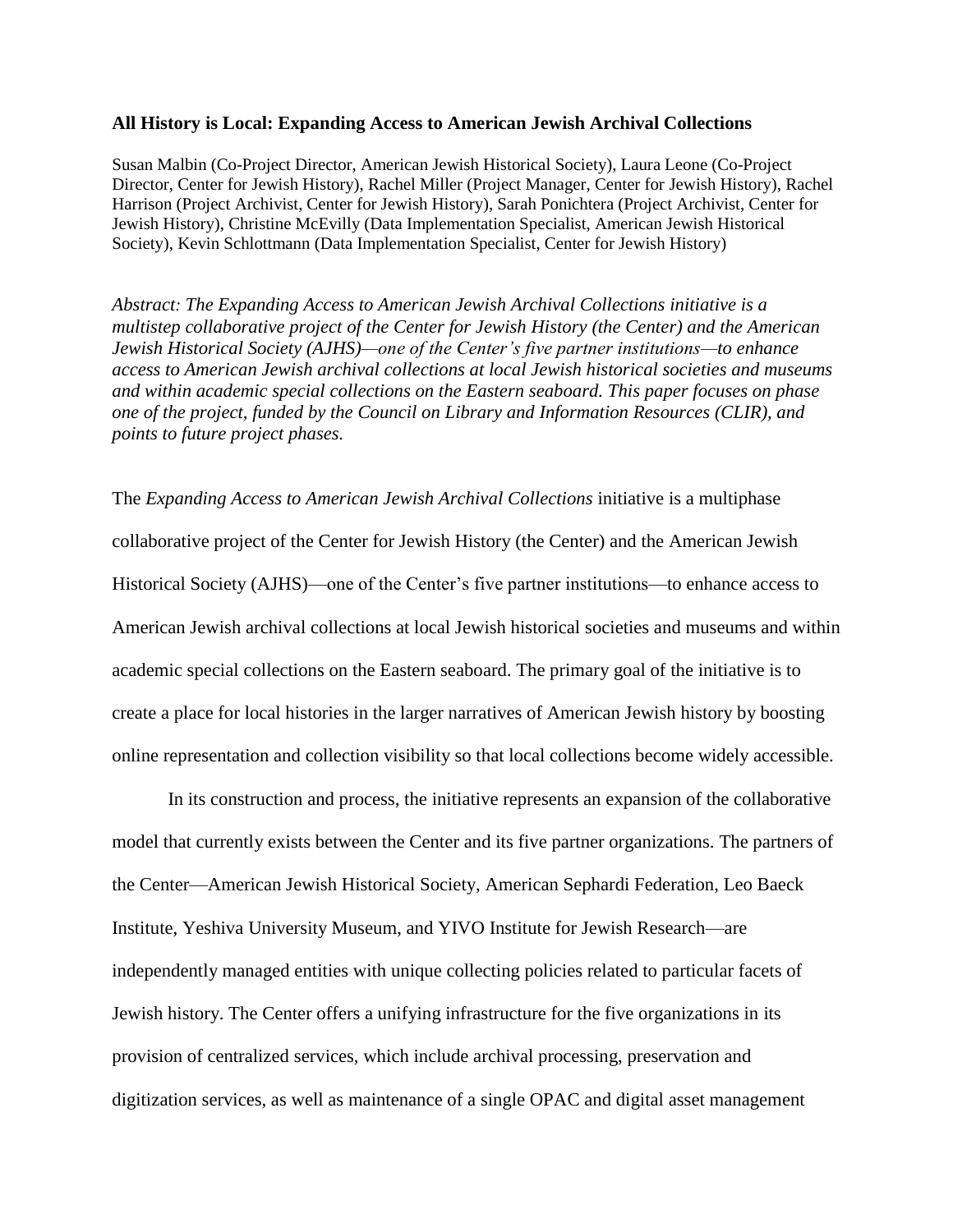# All History is Local: Expanding Access to American Jewish Archival Collections

Susan Malbin (Co-Project Director, American Jewish Historical Society), Laura Leone (Co-Project Director, Center for Jewish History), Rachel Miller (Project Manager, Center for Jewish History), Rachel Harrison (Project Archivist, Center for Jewish History), Sarah Ponichtera (Project Archivist, Center for Jewish History), Christine McEvilly (Data Implementation Specialist, American Jewish Historical Society), Kevin Schlottmann (Data Implementation Specialist, Center for Jewish History)

*Abstract: The Expanding Access to American Jewish Archival Collections initiative is a multistep collaborative project of the Center for Jewish History (the Center) and the American Jewish Historical Society (AJHS)—one of the Center's five partner institutions—to enhance access to American Jewish archival collections at local Jewish historical societies and museums and within academic special collections on the Eastern seaboard. This paper focuses on phase one of the project, funded by the Council on Library and Information Resources (CLIR), and points to future project phases.*

The *Expanding Access to American Jewish Archival Collections* initiative is a multiphase collaborative project of the Center for Jewish History (the Center) and the American Jewish Historical Society (AJHS)—one of the Center's five partner institutions—to enhance access to American Jewish archival collections at local Jewish historical societies and museums and within academic special collections on the Eastern seaboard. The primary goal of the initiative is to create a place for local histories in the larger narratives of American Jewish history by boosting online representation and collection visibility so that local collections become widely accessible.

In its construction and process, the initiative represents an expansion of the collaborative model that currently exists between the Center and its five partner organizations. The partners of the Center—American Jewish Historical Society, American Sephardi Federation, Leo Baeck Institute, Yeshiva University Museum, and YIVO Institute for Jewish Research—are independently managed entities with unique collecting policies related to particular facets of Jewish history. The Center offers a unifying infrastructure for the five organizations in its provision of centralized services, which include archival processing, preservation and digitization services, as well as maintenance of a single OPAC and digital asset management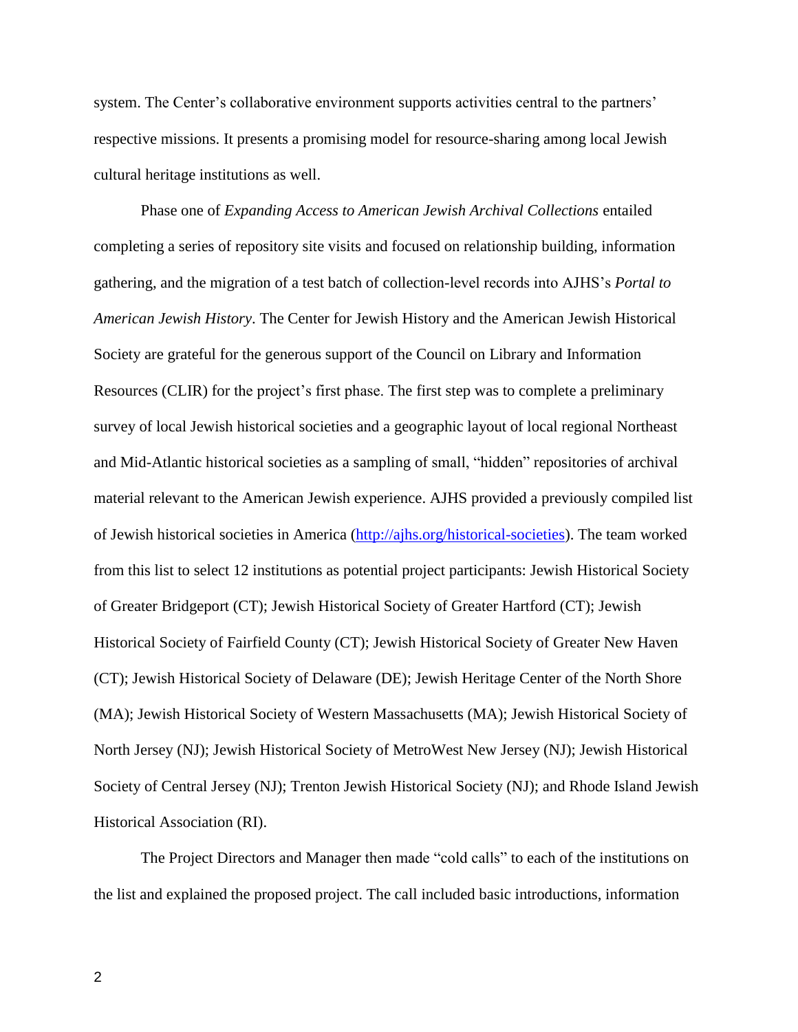system. The Center's collaborative environment supports activities central to the partners' respective missions. It presents a promising model for resource-sharing among local Jewish cultural heritage institutions as well.

Phase one of *Expanding Access to American Jewish Archival Collections* entailed completing a series of repository site visits and focused on relationship building, information gathering, and the migration of a test batch of collection-level records into AJHS's *Portal to American Jewish History*. The Center for Jewish History and the American Jewish Historical Society are grateful for the generous support of the Council on Library and Information Resources (CLIR) for the project's first phase. The first step was to complete a preliminary survey of local Jewish historical societies and a geographic layout of local regional Northeast and Mid-Atlantic historical societies as a sampling of small, "hidden" repositories of archival material relevant to the American Jewish experience. AJHS provided a previously compiled list of Jewish historical societies in America (http://ajhs.org/historical-societies). The team worked from this list to select 12 institutions as potential project participants: Jewish Historical Society of Greater Bridgeport (CT); Jewish Historical Society of Greater Hartford (CT); Jewish Historical Society of Fairfield County (CT); Jewish Historical Society of Greater New Haven (CT); Jewish Historical Society of Delaware (DE); Jewish Heritage Center of the North Shore (MA); Jewish Historical Society of Western Massachusetts (MA); Jewish Historical Society of North Jersey (NJ); Jewish Historical Society of MetroWest New Jersey (NJ); Jewish Historical Society of Central Jersey (NJ); Trenton Jewish Historical Society (NJ); and Rhode Island Jewish Historical Association (RI).

The Project Directors and Manager then made "cold calls" to each of the institutions on the list and explained the proposed project. The call included basic introductions, information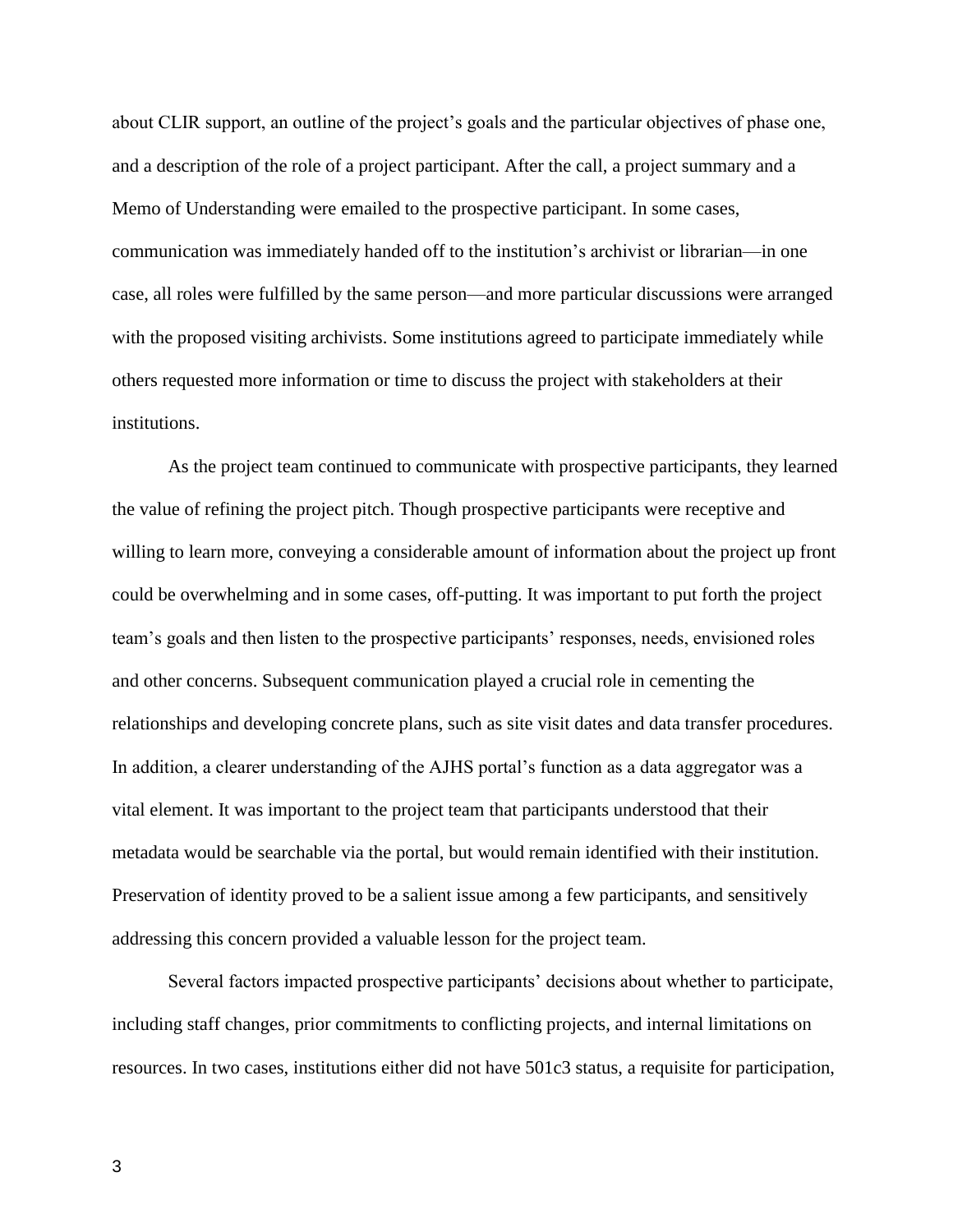about CLIR support, an outline of the project's goals and the particular objectives of phase one, and a description of the role of a project participant. After the call, a project summary and a Memo of Understanding were emailed to the prospective participant. In some cases, communication was immediately handed off to the institution's archivist or librarian—in one case, all roles were fulfilled by the same person—and more particular discussions were arranged with the proposed visiting archivists. Some institutions agreed to participate immediately while others requested more information or time to discuss the project with stakeholders at their institutions.

As the project team continued to communicate with prospective participants, they learned the value of refining the project pitch. Though prospective participants were receptive and willing to learn more, conveying a considerable amount of information about the project up front could be overwhelming and in some cases, off-putting. It was important to put forth the project team's goals and then listen to the prospective participants' responses, needs, envisioned roles and other concerns. Subsequent communication played a crucial role in cementing the relationships and developing concrete plans, such as site visit dates and data transfer procedures. In addition, a clearer understanding of the AJHS portal's function as a data aggregator was a vital element. It was important to the project team that participants understood that their metadata would be searchable via the portal, but would remain identified with their institution. Preservation of identity proved to be a salient issue among a few participants, and sensitively addressing this concern provided a valuable lesson for the project team.

Several factors impacted prospective participants' decisions about whether to participate, including staff changes, prior commitments to conflicting projects, and internal limitations on resources. In two cases, institutions either did not have 501c3 status, a requisite for participation,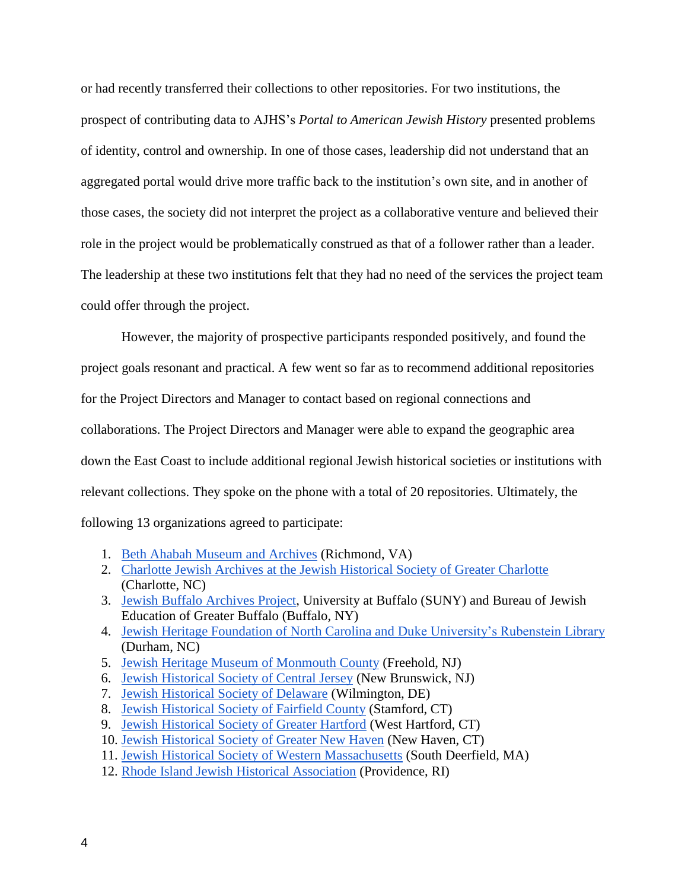or had recently transferred their collections to other repositories. For two institutions, the prospect of contributing data to AJHS's *Portal to American Jewish History* presented problems of identity, control and ownership. In one of those cases, leadership did not understand that an aggregated portal would drive more traffic back to the institution's own site, and in another of those cases, the society did not interpret the project as a collaborative venture and believed their role in the project would be problematically construed as that of a follower rather than a leader. The leadership at these two institutions felt that they had no need of the services the project team could offer through the project.

However, the majority of prospective participants responded positively, and found the project goals resonant and practical. A few went so far as to recommend additional repositories for the Project Directors and Manager to contact based on regional connections and collaborations. The Project Directors and Manager were able to expand the geographic area down the East Coast to include additional regional Jewish historical societies or institutions with relevant collections. They spoke on the phone with a total of 20 repositories. Ultimately, the following 13 organizations agreed to participate:

1. Beth Ahabah Museum and Archives (Richmond, VA)
2. Charlotte Jewish Archives at the Jewish Historical Society of Greater Charlotte (Charlotte, NC)
3. Jewish Buffalo Archives Project, University at Buffalo (SUNY) and Bureau of Jewish Education of Greater Buffalo (Buffalo, NY)
4. Jewish Heritage Foundation of North Carolina and Duke University's Rubenstein Library (Durham, NC)
5. Jewish Heritage Museum of Monmouth County (Freehold, NJ)
6. Jewish Historical Society of Central Jersey (New Brunswick, NJ)
7. Jewish Historical Society of Delaware (Wilmington, DE)
8. Jewish Historical Society of Fairfield County (Stamford, CT)
9. Jewish Historical Society of Greater Hartford (West Hartford, CT)
10. Jewish Historical Society of Greater New Haven (New Haven, CT)
11. Jewish Historical Society of Western Massachusetts (South Deerfield, MA)
12. Rhode Island Jewish Historical Association (Providence, RI)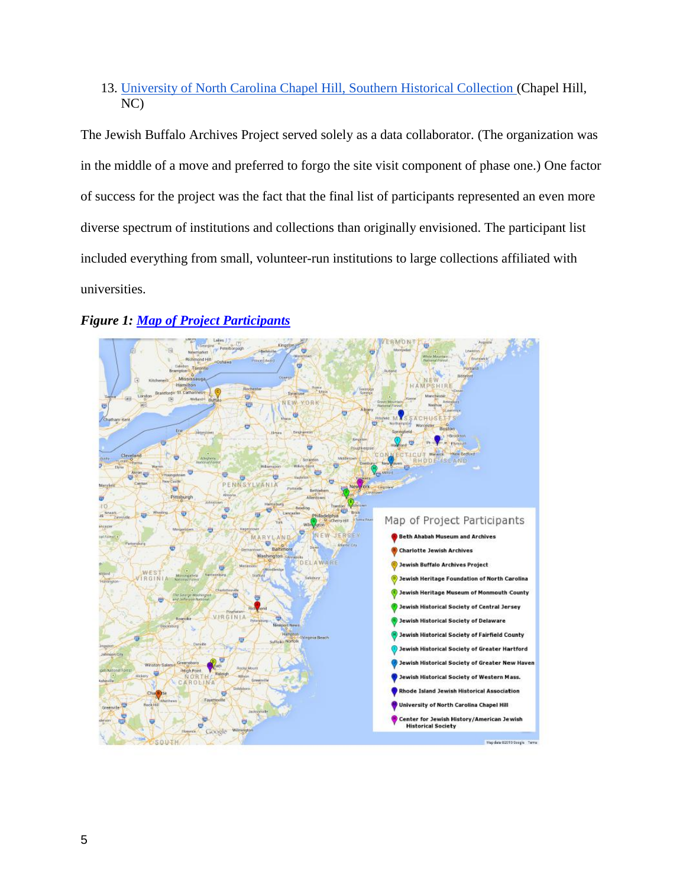13. University of North Carolina Chapel Hill, Southern Historical Collection (Chapel Hill, NC)

The Jewish Buffalo Archives Project served solely as a data collaborator. (The organization was in the middle of a move and preferred to forgo the site visit component of phase one.) One factor of success for the project was the fact that the final list of participants represented an even more diverse spectrum of institutions and collections than originally envisioned. The participant list included everything from small, volunteer-run institutions to large collections affiliated with universities.

***Figure 1: Map of Project Participants***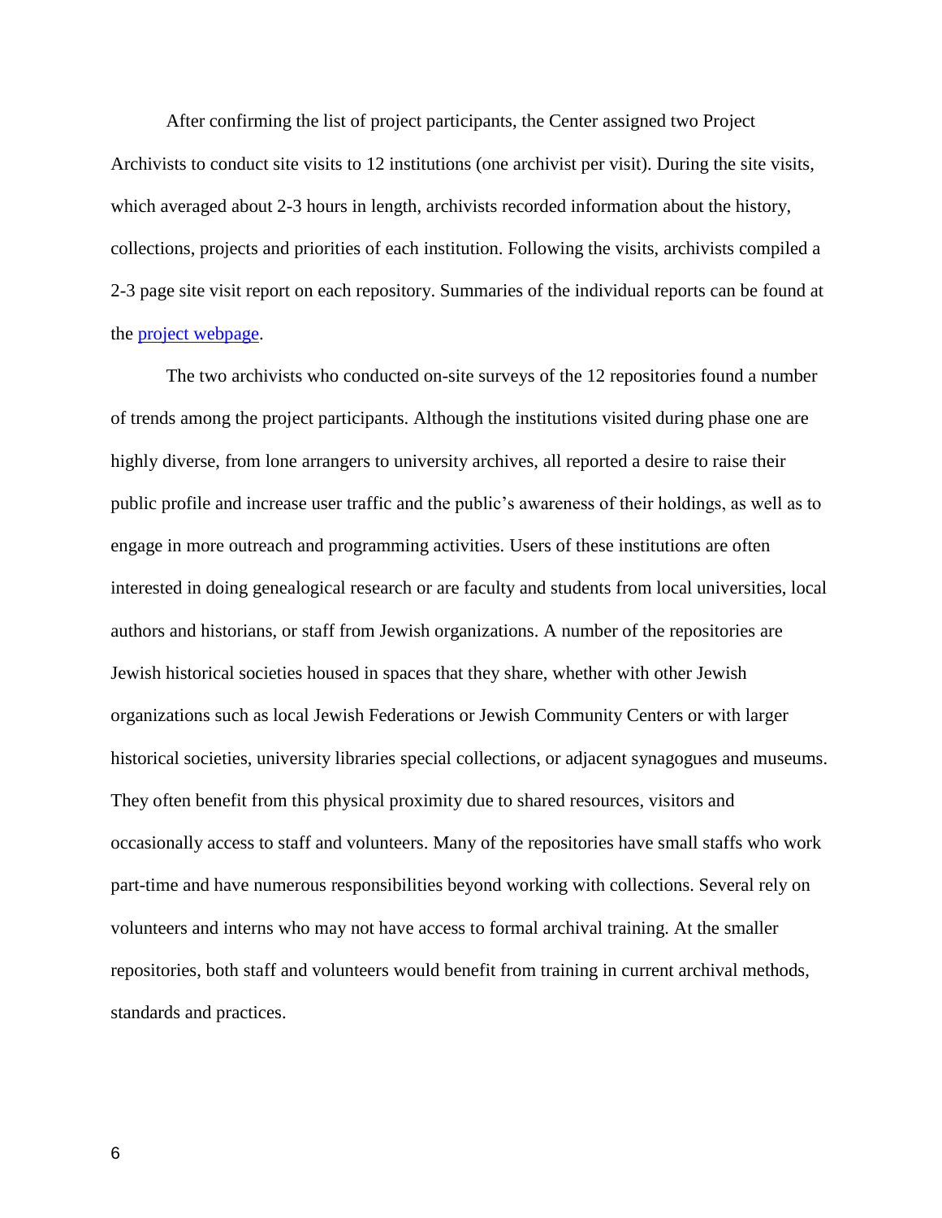After confirming the list of project participants, the Center assigned two Project Archivists to conduct site visits to 12 institutions (one archivist per visit). During the site visits, which averaged about 2-3 hours in length, archivists recorded information about the history, collections, projects and priorities of each institution. Following the visits, archivists compiled a 2-3 page site visit report on each repository. Summaries of the individual reports can be found at the project webpage.

The two archivists who conducted on-site surveys of the 12 repositories found a number of trends among the project participants. Although the institutions visited during phase one are highly diverse, from lone arrangers to university archives, all reported a desire to raise their public profile and increase user traffic and the public's awareness of their holdings, as well as to engage in more outreach and programming activities. Users of these institutions are often interested in doing genealogical research or are faculty and students from local universities, local authors and historians, or staff from Jewish organizations. A number of the repositories are Jewish historical societies housed in spaces that they share, whether with other Jewish organizations such as local Jewish Federations or Jewish Community Centers or with larger historical societies, university libraries special collections, or adjacent synagogues and museums. They often benefit from this physical proximity due to shared resources, visitors and occasionally access to staff and volunteers. Many of the repositories have small staffs who work part-time and have numerous responsibilities beyond working with collections. Several rely on volunteers and interns who may not have access to formal archival training. At the smaller repositories, both staff and volunteers would benefit from training in current archival methods, standards and practices.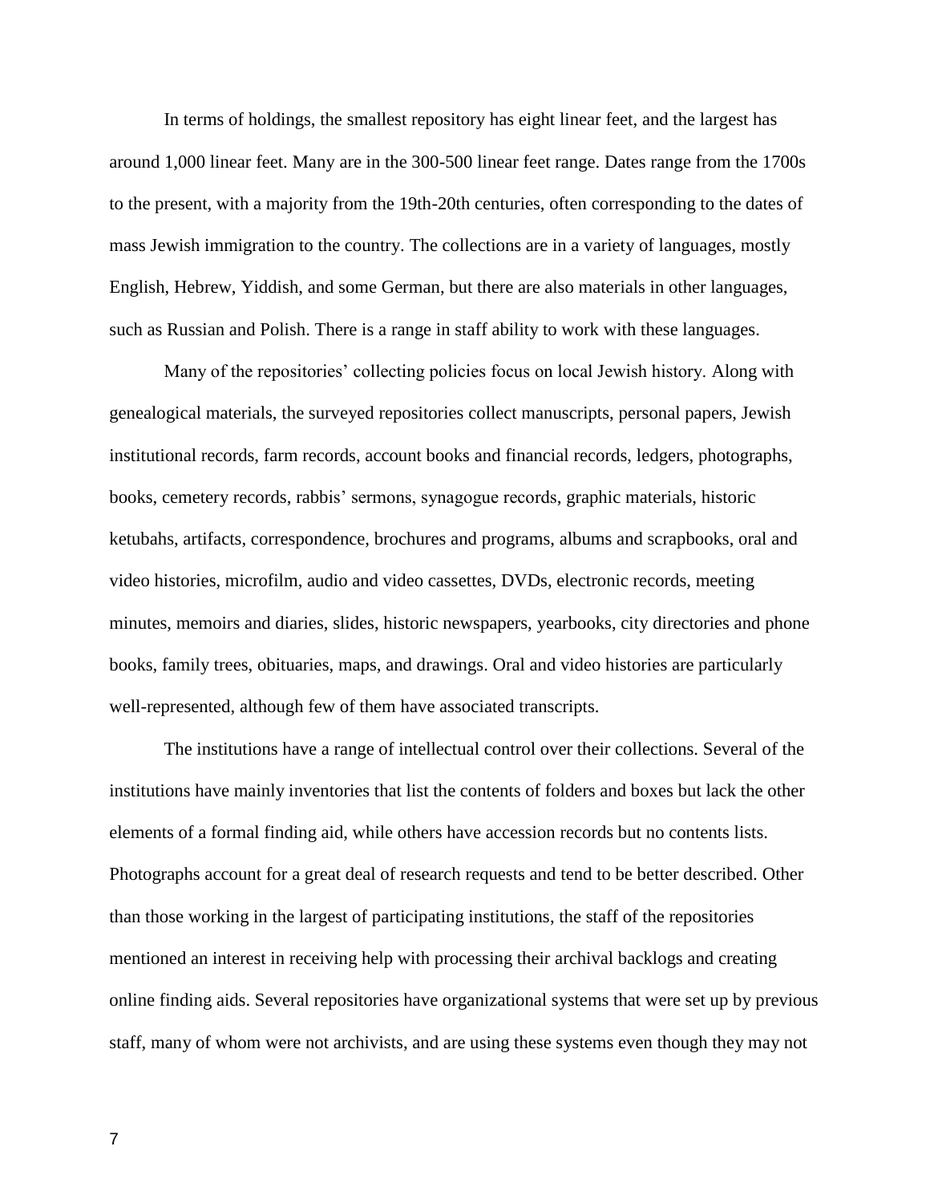In terms of holdings, the smallest repository has eight linear feet, and the largest has around 1,000 linear feet. Many are in the 300-500 linear feet range. Dates range from the 1700s to the present, with a majority from the 19th-20th centuries, often corresponding to the dates of mass Jewish immigration to the country. The collections are in a variety of languages, mostly English, Hebrew, Yiddish, and some German, but there are also materials in other languages, such as Russian and Polish. There is a range in staff ability to work with these languages.

Many of the repositories' collecting policies focus on local Jewish history. Along with genealogical materials, the surveyed repositories collect manuscripts, personal papers, Jewish institutional records, farm records, account books and financial records, ledgers, photographs, books, cemetery records, rabbis' sermons, synagogue records, graphic materials, historic ketubahs, artifacts, correspondence, brochures and programs, albums and scrapbooks, oral and video histories, microfilm, audio and video cassettes, DVDs, electronic records, meeting minutes, memoirs and diaries, slides, historic newspapers, yearbooks, city directories and phone books, family trees, obituaries, maps, and drawings. Oral and video histories are particularly well-represented, although few of them have associated transcripts.

The institutions have a range of intellectual control over their collections. Several of the institutions have mainly inventories that list the contents of folders and boxes but lack the other elements of a formal finding aid, while others have accession records but no contents lists. Photographs account for a great deal of research requests and tend to be better described. Other than those working in the largest of participating institutions, the staff of the repositories mentioned an interest in receiving help with processing their archival backlogs and creating online finding aids. Several repositories have organizational systems that were set up by previous staff, many of whom were not archivists, and are using these systems even though they may not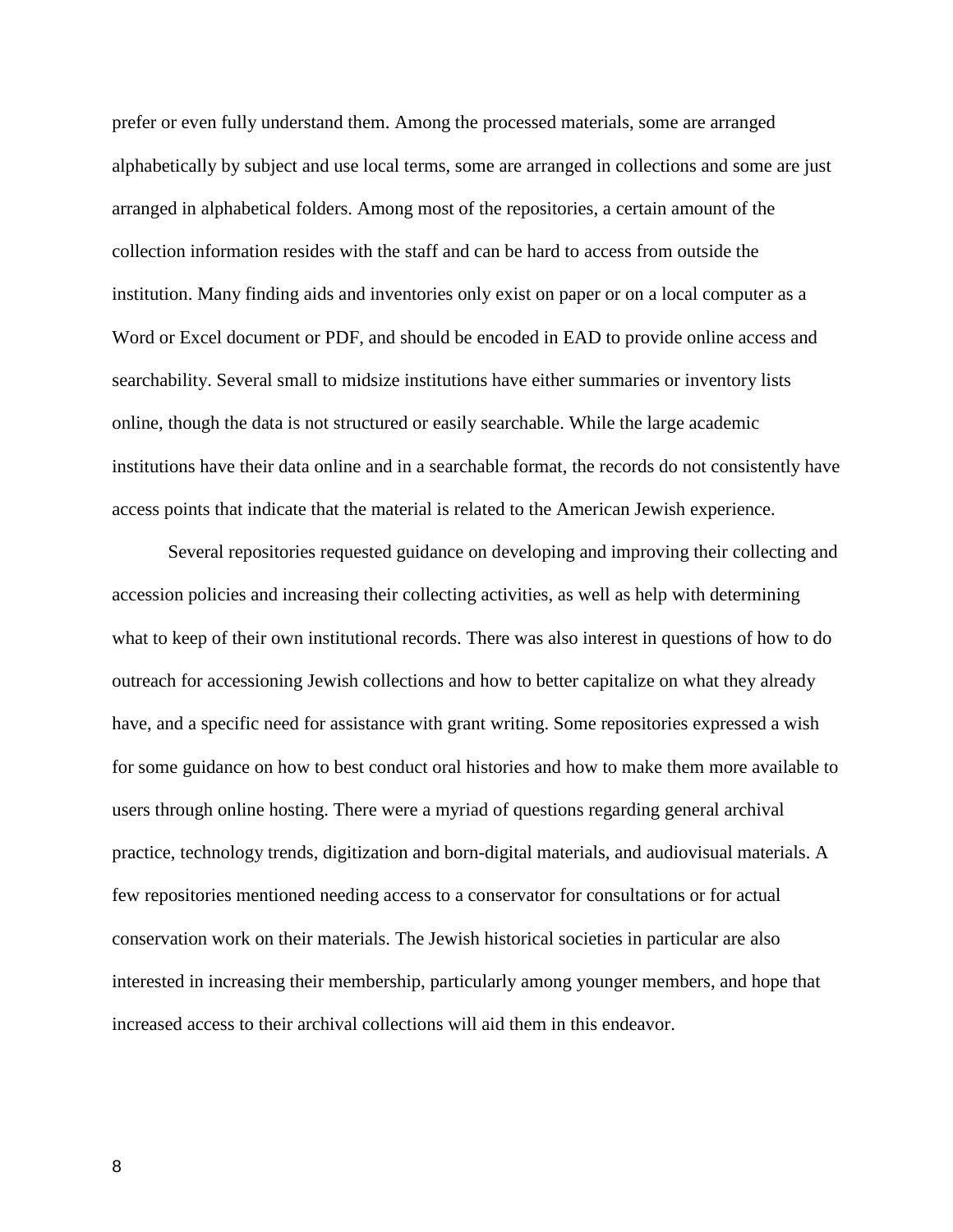prefer or even fully understand them. Among the processed materials, some are arranged alphabetically by subject and use local terms, some are arranged in collections and some are just arranged in alphabetical folders. Among most of the repositories, a certain amount of the collection information resides with the staff and can be hard to access from outside the institution. Many finding aids and inventories only exist on paper or on a local computer as a Word or Excel document or PDF, and should be encoded in EAD to provide online access and searchability. Several small to midsize institutions have either summaries or inventory lists online, though the data is not structured or easily searchable. While the large academic institutions have their data online and in a searchable format, the records do not consistently have access points that indicate that the material is related to the American Jewish experience.

Several repositories requested guidance on developing and improving their collecting and accession policies and increasing their collecting activities, as well as help with determining what to keep of their own institutional records. There was also interest in questions of how to do outreach for accessioning Jewish collections and how to better capitalize on what they already have, and a specific need for assistance with grant writing. Some repositories expressed a wish for some guidance on how to best conduct oral histories and how to make them more available to users through online hosting. There were a myriad of questions regarding general archival practice, technology trends, digitization and born-digital materials, and audiovisual materials. A few repositories mentioned needing access to a conservator for consultations or for actual conservation work on their materials. The Jewish historical societies in particular are also interested in increasing their membership, particularly among younger members, and hope that increased access to their archival collections will aid them in this endeavor.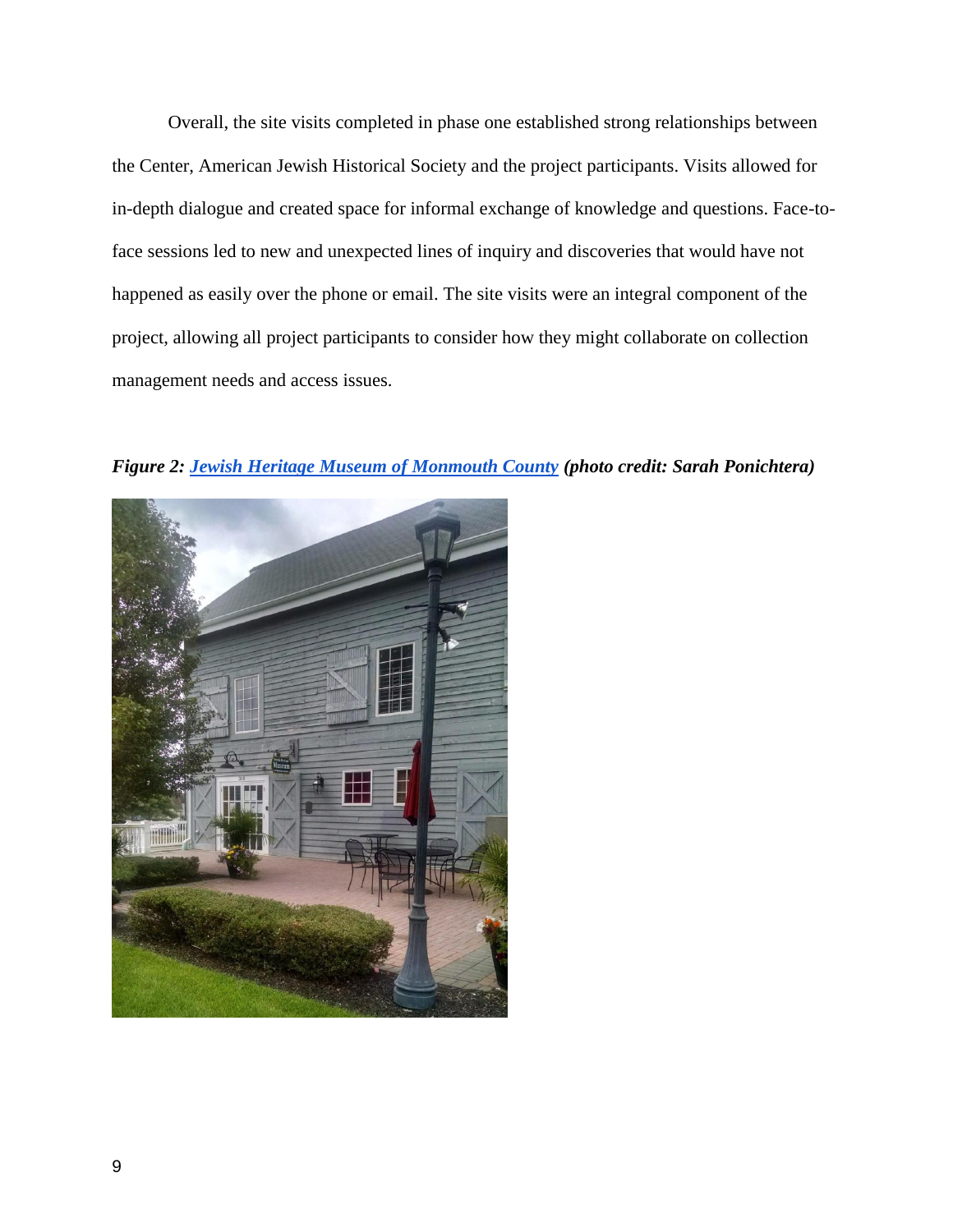Overall, the site visits completed in phase one established strong relationships between the Center, American Jewish Historical Society and the project participants. Visits allowed for in-depth dialogue and created space for informal exchange of knowledge and questions. Face-to-face sessions led to new and unexpected lines of inquiry and discoveries that would have not happened as easily over the phone or email. The site visits were an integral component of the project, allowing all project participants to consider how they might collaborate on collection management needs and access issues.

***Figure 2: Jewish Heritage Museum of Monmouth County (photo credit: Sarah Ponichtera)***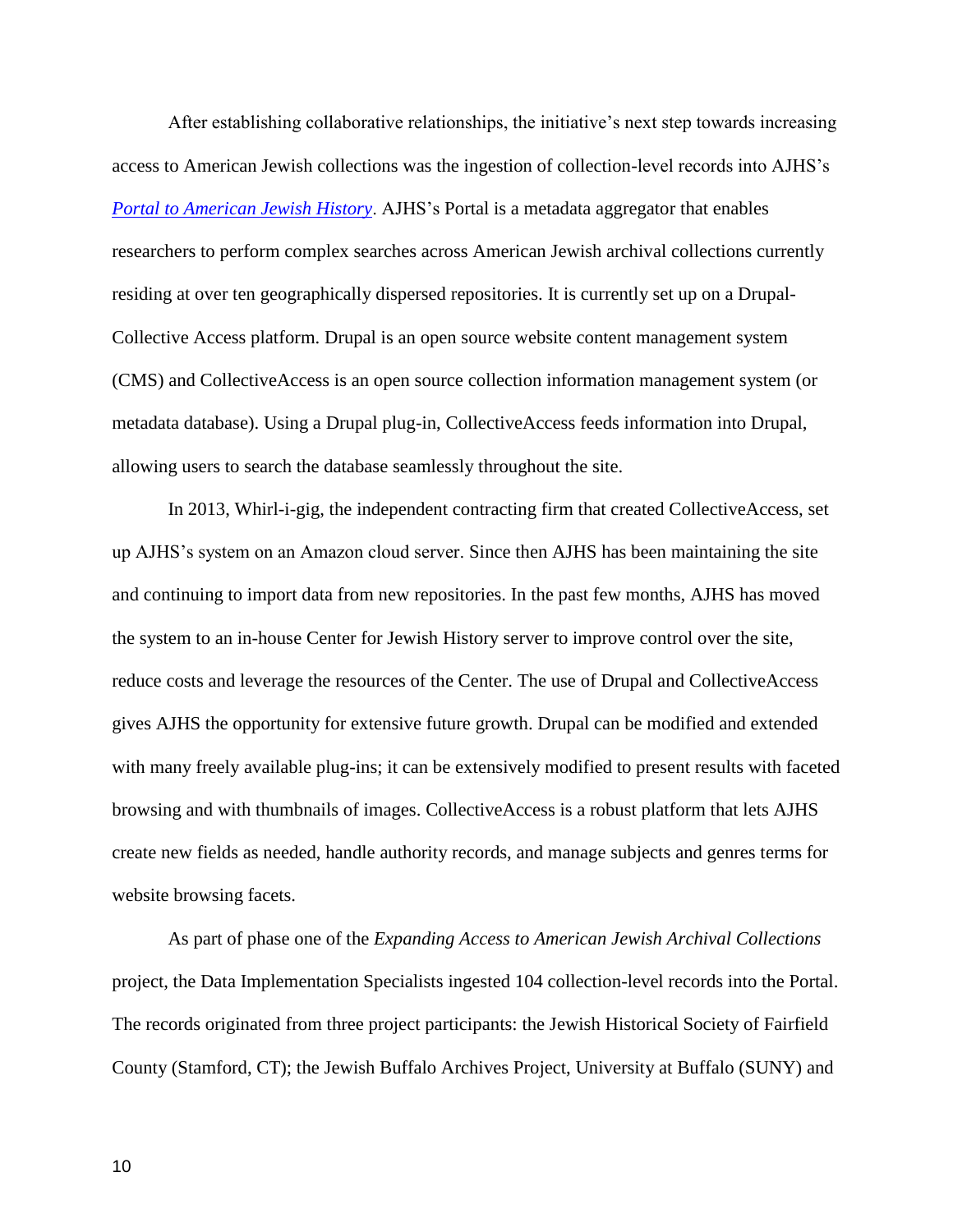After establishing collaborative relationships, the initiative's next step towards increasing access to American Jewish collections was the ingestion of collection-level records into AJHS's *Portal to American Jewish History*. AJHS's Portal is a metadata aggregator that enables researchers to perform complex searches across American Jewish archival collections currently residing at over ten geographically dispersed repositories. It is currently set up on a Drupal-Collective Access platform. Drupal is an open source website content management system (CMS) and CollectiveAccess is an open source collection information management system (or metadata database). Using a Drupal plug-in, CollectiveAccess feeds information into Drupal, allowing users to search the database seamlessly throughout the site.

In 2013, Whirl-i-gig, the independent contracting firm that created CollectiveAccess, set up AJHS's system on an Amazon cloud server. Since then AJHS has been maintaining the site and continuing to import data from new repositories. In the past few months, AJHS has moved the system to an in-house Center for Jewish History server to improve control over the site, reduce costs and leverage the resources of the Center. The use of Drupal and CollectiveAccess gives AJHS the opportunity for extensive future growth. Drupal can be modified and extended with many freely available plug-ins; it can be extensively modified to present results with faceted browsing and with thumbnails of images. CollectiveAccess is a robust platform that lets AJHS create new fields as needed, handle authority records, and manage subjects and genres terms for website browsing facets.

As part of phase one of the *Expanding Access to American Jewish Archival Collections* project, the Data Implementation Specialists ingested 104 collection-level records into the Portal. The records originated from three project participants: the Jewish Historical Society of Fairfield County (Stamford, CT); the Jewish Buffalo Archives Project, University at Buffalo (SUNY) and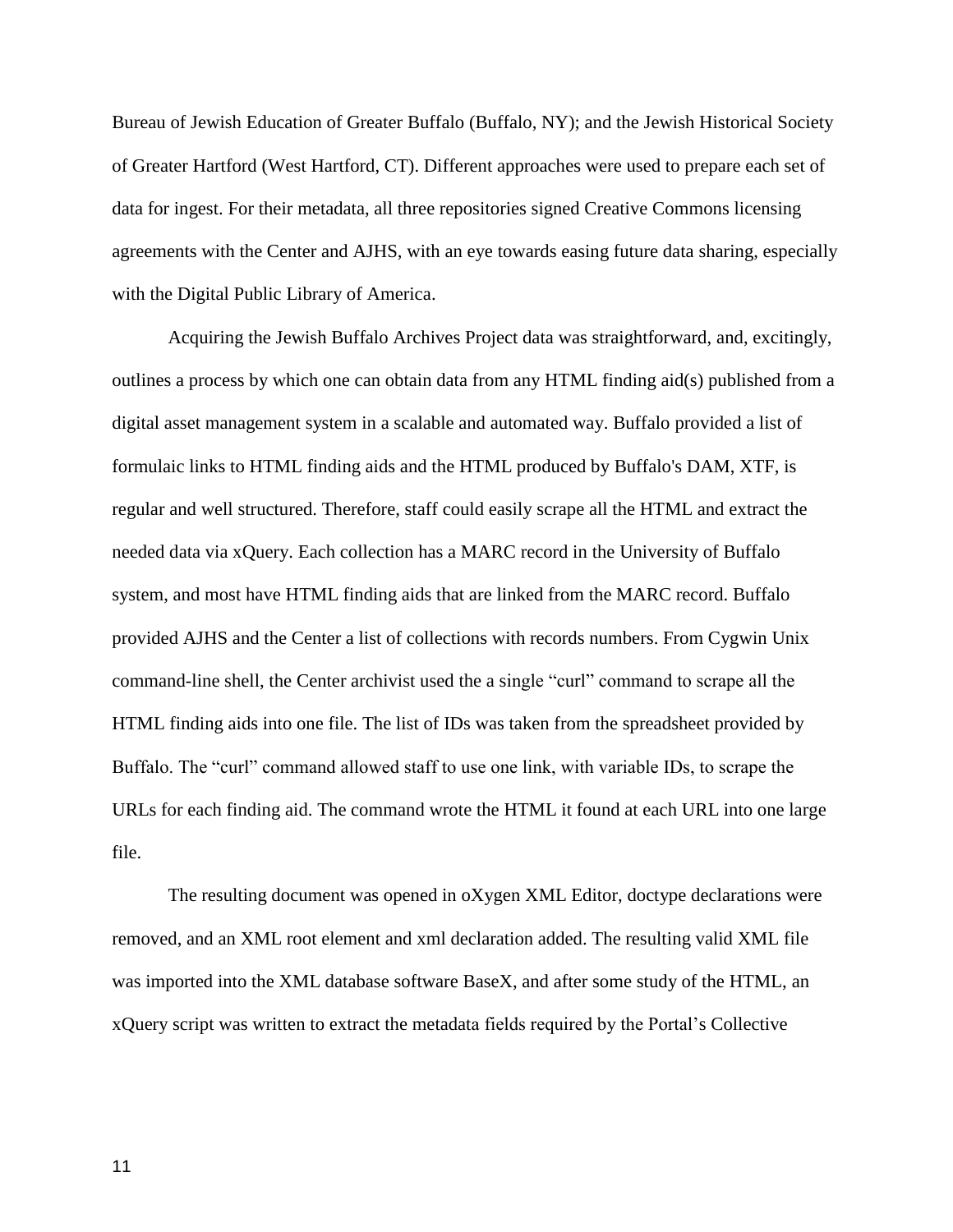Bureau of Jewish Education of Greater Buffalo (Buffalo, NY); and the Jewish Historical Society of Greater Hartford (West Hartford, CT). Different approaches were used to prepare each set of data for ingest. For their metadata, all three repositories signed Creative Commons licensing agreements with the Center and AJHS, with an eye towards easing future data sharing, especially with the Digital Public Library of America.

Acquiring the Jewish Buffalo Archives Project data was straightforward, and, excitingly, outlines a process by which one can obtain data from any HTML finding aid(s) published from a digital asset management system in a scalable and automated way. Buffalo provided a list of formulaic links to HTML finding aids and the HTML produced by Buffalo's DAM, XTF, is regular and well structured. Therefore, staff could easily scrape all the HTML and extract the needed data via xQuery. Each collection has a MARC record in the University of Buffalo system, and most have HTML finding aids that are linked from the MARC record. Buffalo provided AJHS and the Center a list of collections with records numbers. From Cygwin Unix command-line shell, the Center archivist used the a single "curl" command to scrape all the HTML finding aids into one file. The list of IDs was taken from the spreadsheet provided by Buffalo. The "curl" command allowed staff to use one link, with variable IDs, to scrape the URLs for each finding aid. The command wrote the HTML it found at each URL into one large file.

The resulting document was opened in oXygen XML Editor, doctype declarations were removed, and an XML root element and xml declaration added. The resulting valid XML file was imported into the XML database software BaseX, and after some study of the HTML, an xQuery script was written to extract the metadata fields required by the Portal's Collective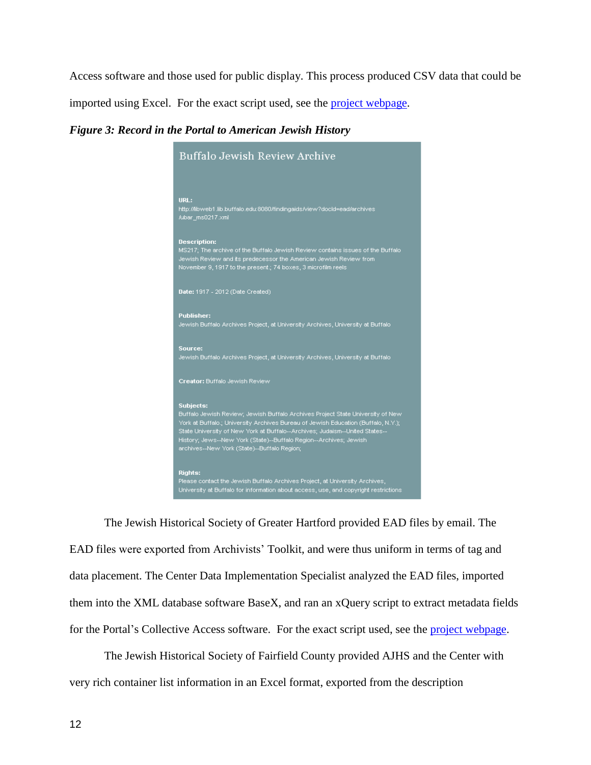Access software and those used for public display. This process produced CSV data that could be imported using Excel. For the exact script used, see the project webpage.

***Figure 3: Record in the Portal to American Jewish History***

Buffalo Jewish Review Archive

**URL:**
http://libweb1.lib.buffalo.edu:8080/findingaids/view?docId=ead/archives/ubar_ms0217.xml

**Description:**
MS217; The archive of the Buffalo Jewish Review contains issues of the Buffalo Jewish Review and its predecessor the American Jewish Review from November 9, 1917 to the present.; 74 boxes, 3 microfilm reels

**Date:** 1917 - 2012 (Date Created)

**Publisher:**
Jewish Buffalo Archives Project, at University Archives, University at Buffalo

**Source:**
Jewish Buffalo Archives Project, at University Archives, University at Buffalo

**Creator:** Buffalo Jewish Review

**Subjects:**
Buffalo Jewish Review; Jewish Buffalo Archives Project State University of New York at Buffalo.; University Archives Bureau of Jewish Education (Buffalo, N.Y.); State University of New York at Buffalo--Archives; Judaism--United States--History; Jews--New York (State)--Buffalo Region--Archives; Jewish archives--New York (State)--Buffalo Region;

**Rights:**
Please contact the Jewish Buffalo Archives Project, at University Archives, University at Buffalo for information about access, use, and copyright restrictions

The Jewish Historical Society of Greater Hartford provided EAD files by email. The EAD files were exported from Archivists' Toolkit, and were thus uniform in terms of tag and data placement. The Center Data Implementation Specialist analyzed the EAD files, imported them into the XML database software BaseX, and ran an xQuery script to extract metadata fields for the Portal's Collective Access software. For the exact script used, see the project webpage.

The Jewish Historical Society of Fairfield County provided AJHS and the Center with very rich container list information in an Excel format, exported from the description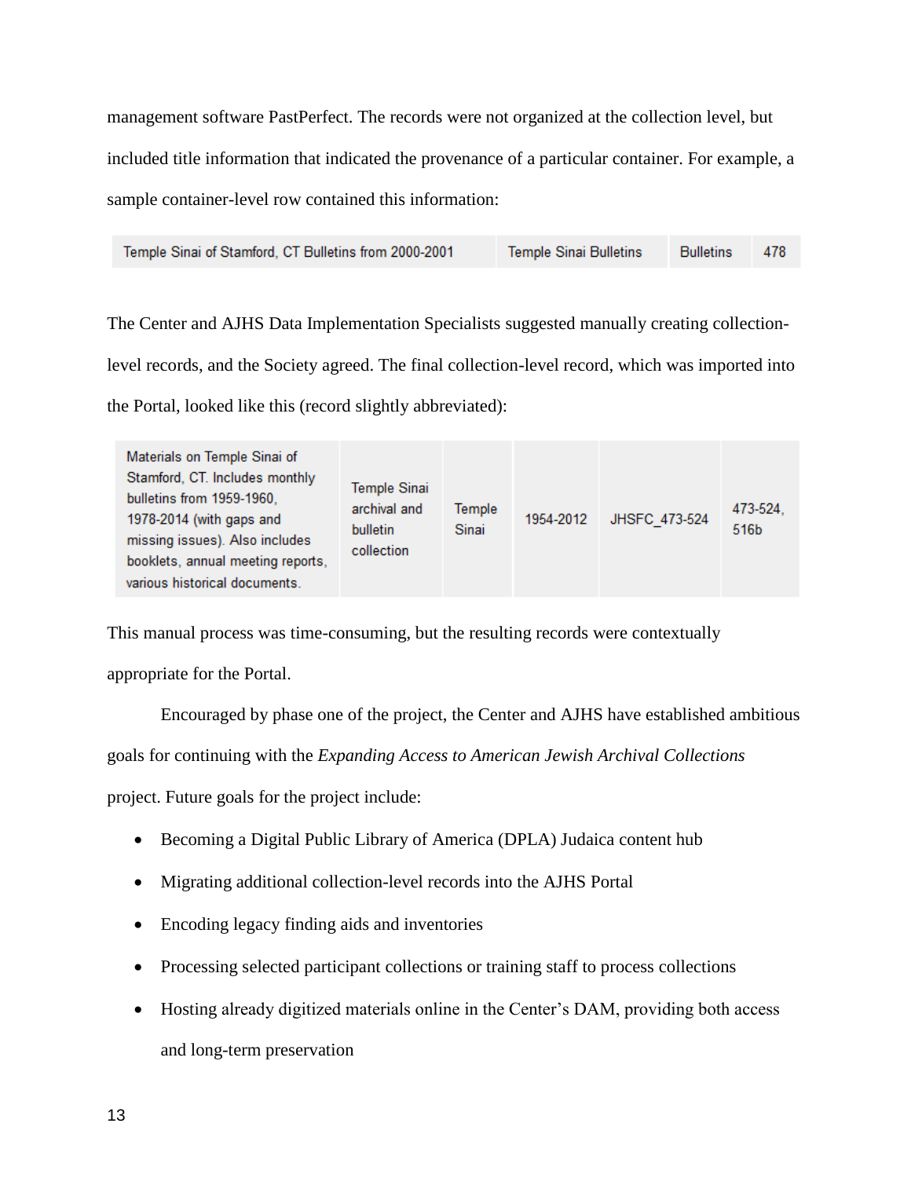management software PastPerfect. The records were not organized at the collection level, but included title information that indicated the provenance of a particular container. For example, a sample container-level row contained this information:

| Temple Sinai of Stamford, CT Bulletins from 2000-2001 | Temple Sinai Bulletins | Bulletins | 478 |
|---|---|---|---|

The Center and AJHS Data Implementation Specialists suggested manually creating collection-level records, and the Society agreed. The final collection-level record, which was imported into the Portal, looked like this (record slightly abbreviated):

| Materials on Temple Sinai of Stamford, CT. Includes monthly bulletins from 1959-1960, 1978-2014 (with gaps and missing issues). Also includes booklets, annual meeting reports, various historical documents. | Temple Sinai archival and bulletin collection | Temple Sinai | 1954-2012 | JHSFC_473-524 | 473-524, 516b |
|---|---|---|---|---|---|

This manual process was time-consuming, but the resulting records were contextually appropriate for the Portal.

Encouraged by phase one of the project, the Center and AJHS have established ambitious goals for continuing with the *Expanding Access to American Jewish Archival Collections* project. Future goals for the project include:

- Becoming a Digital Public Library of America (DPLA) Judaica content hub
- Migrating additional collection-level records into the AJHS Portal
- Encoding legacy finding aids and inventories
- Processing selected participant collections or training staff to process collections
- Hosting already digitized materials online in the Center's DAM, providing both access and long-term preservation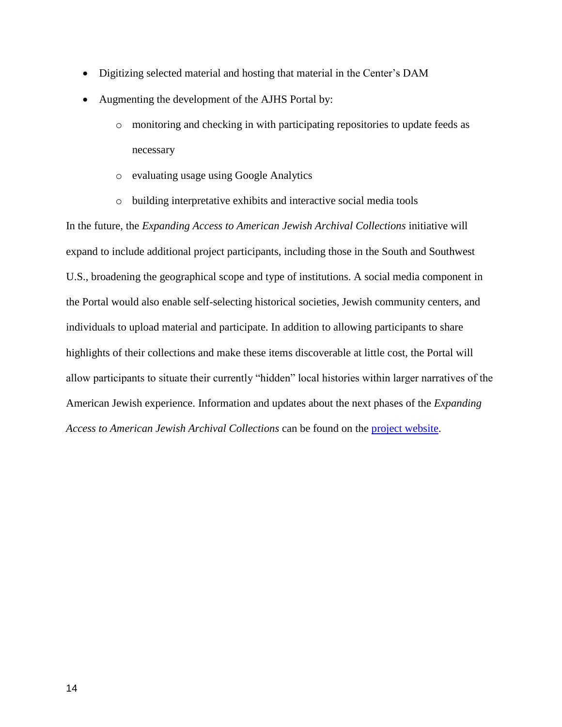- Digitizing selected material and hosting that material in the Center's DAM
- Augmenting the development of the AJHS Portal by:
  - monitoring and checking in with participating repositories to update feeds as necessary
  - evaluating usage using Google Analytics
  - building interpretative exhibits and interactive social media tools

In the future, the *Expanding Access to American Jewish Archival Collections* initiative will expand to include additional project participants, including those in the South and Southwest U.S., broadening the geographical scope and type of institutions. A social media component in the Portal would also enable self-selecting historical societies, Jewish community centers, and individuals to upload material and participate. In addition to allowing participants to share highlights of their collections and make these items discoverable at little cost, the Portal will allow participants to situate their currently "hidden" local histories within larger narratives of the American Jewish experience. Information and updates about the next phases of the *Expanding Access to American Jewish Archival Collections* can be found on the project website.